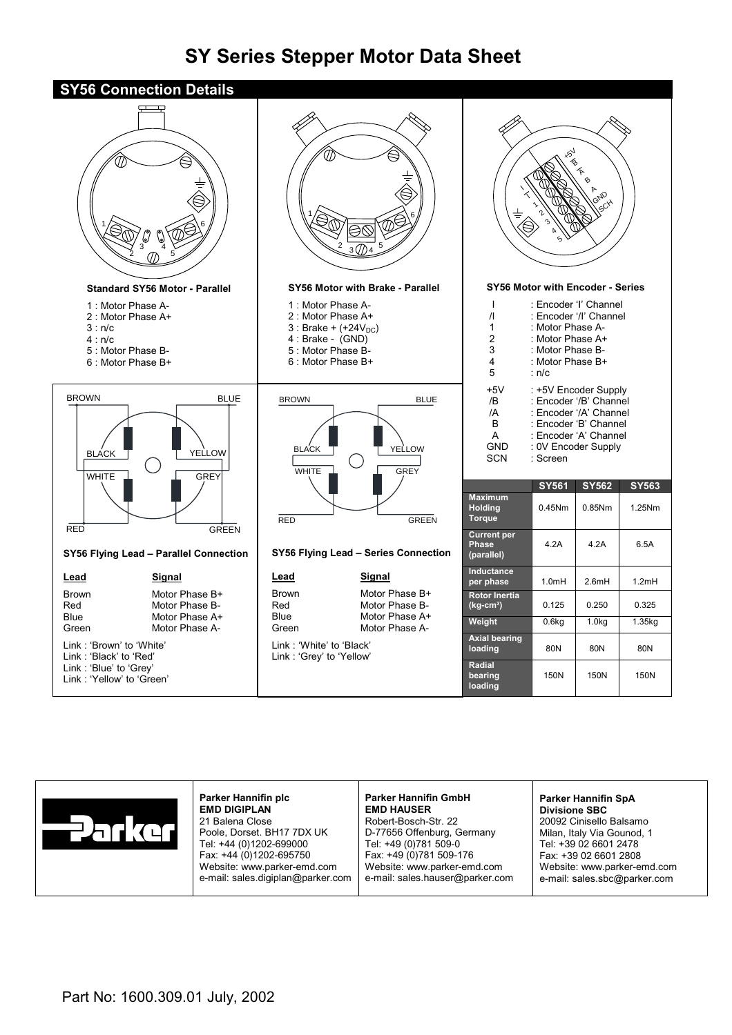# SY Series Stepper Motor Data Sheet

## SY56 Connection Details

### Standard SY56 Motor - Parallel

1 : Motor Phase A-
2 : Motor Phase A+
3 : n/c
4 : n/c
5 : Motor Phase B-
6 : Motor Phase B+

### SY56 Motor with Brake - Parallel

1 : Motor Phase A-
2 : Motor Phase A+
3 : Brake + (+24$V_{DC}$)
4 : Brake - (GND)
5 : Motor Phase B-
6 : Motor Phase B+

### SY56 Motor with Encoder - Series

| | |
|---|---|
| I | : Encoder 'I' Channel |
| /I | : Encoder '/I' Channel |
| 1 | : Motor Phase A- |
| 2 | : Motor Phase A+ |
| 3 | : Motor Phase B- |
| 4 | : Motor Phase B+ |
| 5 | : n/c |
| +5V | : +5V Encoder Supply |
| /B | : Encoder '/B' Channel |
| /A | : Encoder '/A' Channel |
| B | : Encoder 'B' Channel |
| A | : Encoder 'A' Channel |
| GND | : 0V Encoder Supply |
| SCN | : Screen |

### SY56 Flying Lead – Parallel Connection

| Lead | Signal |
|---|---|
| Brown | Motor Phase B+ |
| Red | Motor Phase B- |
| Blue | Motor Phase A+ |
| Green | Motor Phase A- |

Link : 'Brown' to 'White'
Link : 'Black' to 'Red'
Link : 'Blue' to 'Grey'
Link : 'Yellow' to 'Green'

### SY56 Flying Lead – Series Connection

| Lead | Signal |
|---|---|
| Brown | Motor Phase B+ |
| Red | Motor Phase B- |
| Blue | Motor Phase A+ |
| Green | Motor Phase A- |

Link : 'White' to 'Black'
Link : 'Grey' to 'Yellow'

| | SY561 | SY562 | SY563 |
|---|---|---|---|
| Maximum Holding Torque | 0.45Nm | 0.85Nm | 1.25Nm |
| Current per Phase (parallel) | 4.2A | 4.2A | 6.5A |
| Inductance per phase | 1.0mH | 2.6mH | 1.2mH |
| Rotor Inertia (kg-cm²) | 0.125 | 0.250 | 0.325 |
| Weight | 0.6kg | 1.0kg | 1.35kg |
| Axial bearing loading | 80N | 80N | 80N |
| Radial bearing loading | 150N | 150N | 150N |

**Parker Hannifin plc**
**EMD DIGIPLAN**
21 Balena Close
Poole, Dorset. BH17 7DX UK
Tel: +44 (0)1202-699000
Fax: +44 (0)1202-695750
Website: www.parker-emd.com
e-mail: sales.digiplan@parker.com

**Parker Hannifin GmbH**
**EMD HAUSER**
Robert-Bosch-Str. 22
D-77656 Offenburg, Germany
Tel: +49 (0)781 509-0
Fax: +49 (0)781 509-176
Website: www.parker-emd.com
e-mail: sales.hauser@parker.com

**Parker Hannifin SpA**
**Divisione SBC**
20092 Cinisello Balsamo
Milan, Italy Via Gounod, 1
Tel: +39 02 6601 2478
Fax: +39 02 6601 2808
Website: www.parker-emd.com
e-mail: sales.sbc@parker.com

Part No: 1600.309.01 July, 2002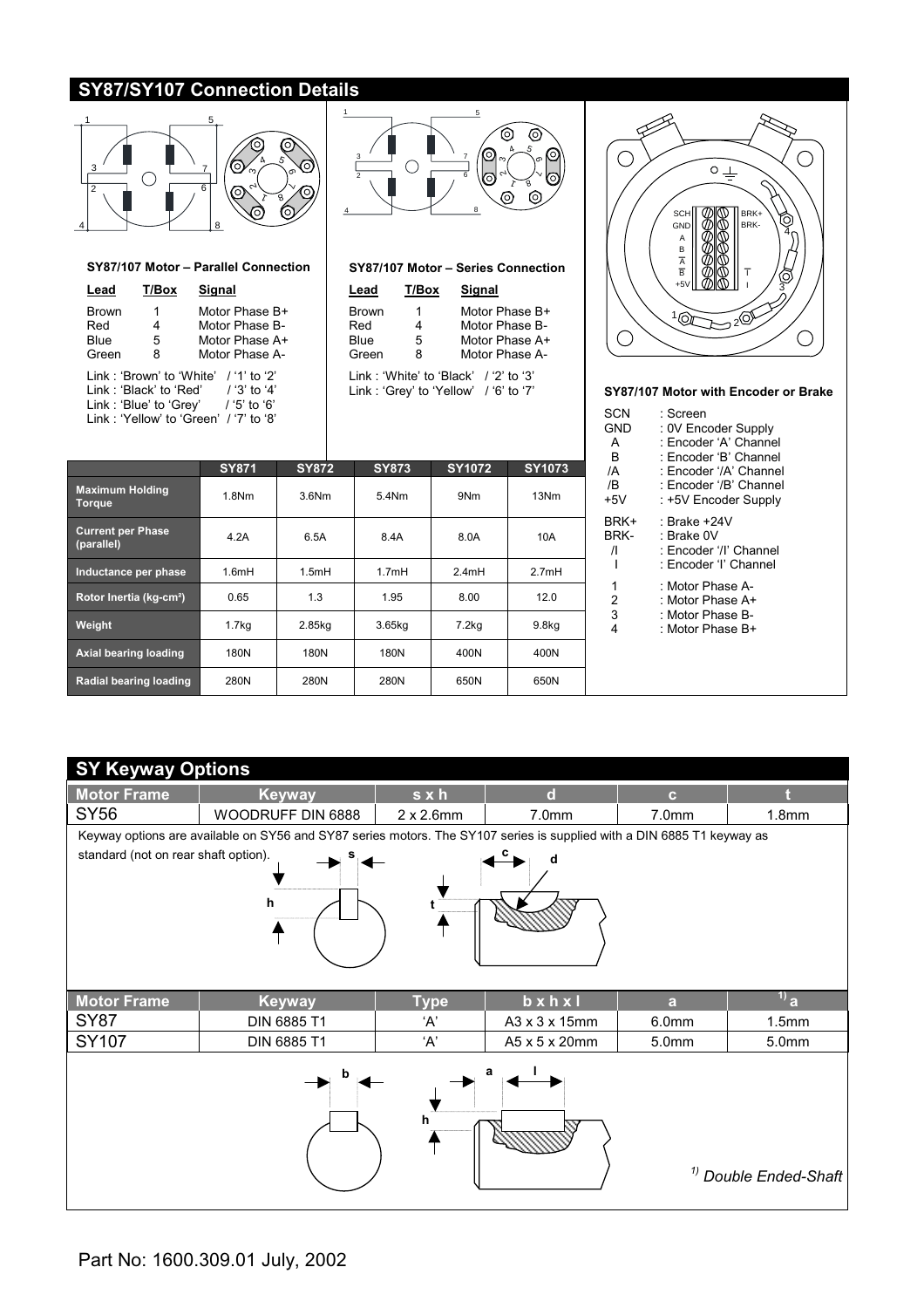## SY87/SY107 Connection Details

### SY87/107 Motor – Parallel Connection

| Lead | T/Box | Signal |
|---|---|---|
| Brown | 1 | Motor Phase B+ |
| Red | 4 | Motor Phase B- |
| Blue | 5 | Motor Phase A+ |
| Green | 8 | Motor Phase A- |

Link : 'Brown' to 'White' / '1' to '2'
Link : 'Black' to 'Red' / '3' to '4'
Link : 'Blue' to 'Grey' / '5' to '6'
Link : 'Yellow' to 'Green' / '7' to '8'

### SY87/107 Motor – Series Connection

| Lead | T/Box | Signal |
|---|---|---|
| Brown | 1 | Motor Phase B+ |
| Red | 4 | Motor Phase B- |
| Blue | 5 | Motor Phase A+ |
| Green | 8 | Motor Phase A- |

Link : 'White' to 'Black' / '2' to '3'
Link : 'Grey' to 'Yellow' / '6' to '7'

### SY87/107 Motor with Encoder or Brake

- SCN : Screen
- GND : 0V Encoder Supply
- A : Encoder 'A' Channel
- B : Encoder 'B' Channel
- /A : Encoder '/A' Channel
- /B : Encoder '/B' Channel
- +5V : +5V Encoder Supply
- BRK+ : Brake +24V
- BRK- : Brake 0V
- /I : Encoder '/I' Channel
- I : Encoder 'I' Channel
- 1 : Motor Phase A-
- 2 : Motor Phase A+
- 3 : Motor Phase B-
- 4 : Motor Phase B+

| | SY871 | SY872 | SY873 | SY1072 | SY1073 |
|---|---|---|---|---|---|
| Maximum Holding Torque | 1.8Nm | 3.6Nm | 5.4Nm | 9Nm | 13Nm |
| Current per Phase (parallel) | 4.2A | 6.5A | 8.4A | 8.0A | 10A |
| Inductance per phase | 1.6mH | 1.5mH | 1.7mH | 2.4mH | 2.7mH |
| Rotor Inertia (kg-cm²) | 0.65 | 1.3 | 1.95 | 8.00 | 12.0 |
| Weight | 1.7kg | 2.85kg | 3.65kg | 7.2kg | 9.8kg |
| Axial bearing loading | 180N | 180N | 180N | 400N | 400N |
| Radial bearing loading | 280N | 280N | 280N | 650N | 650N |

## SY Keyway Options

| Motor Frame | Keyway | s x h | d | c | t |
|---|---|---|---|---|---|
| SY56 | WOODRUFF DIN 6888 | 2 x 2.6mm | 7.0mm | 7.0mm | 1.8mm |

Keyway options are available on SY56 and SY87 series motors. The SY107 series is supplied with a DIN 6885 T1 keyway as standard (not on rear shaft option).

| Motor Frame | Keyway | Type | b x h x l | a | [1] a |
|---|---|---|---|---|---|
| SY87 | DIN 6885 T1 | 'A' | A3 x 3 x 15mm | 6.0mm | 1.5mm |
| SY107 | DIN 6885 T1 | 'A' | A5 x 5 x 20mm | 5.0mm | 5.0mm |

*[1] Double Ended-Shaft*

Part No: 1600.309.01 July, 2002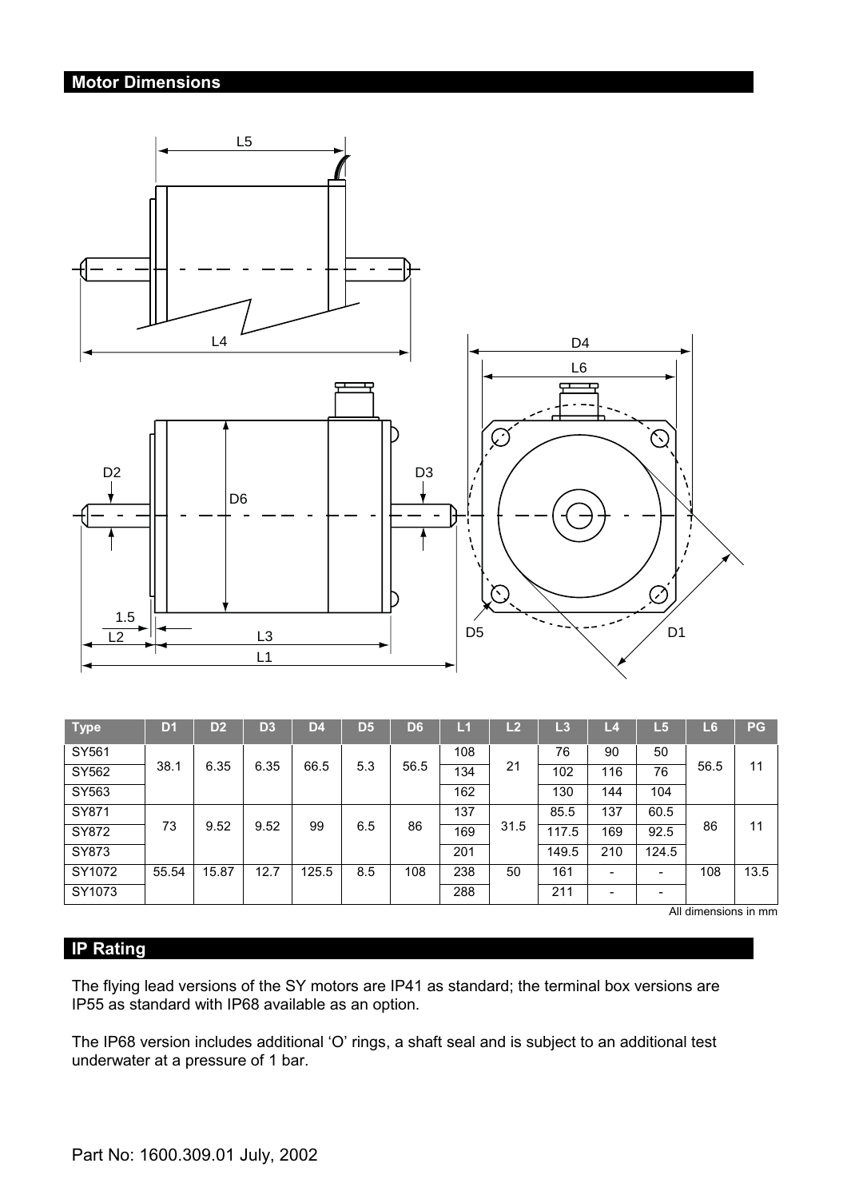## Motor Dimensions

| Type | D1 | D2 | D3 | D4 | D5 | D6 | L1 | L2 | L3 | L4 | L5 | L6 | PG |
|---|---|---|---|---|---|---|---|---|---|---|---|---|---|
| SY561 | 38.1 | 6.35 | 6.35 | 66.5 | 5.3 | 56.5 | 108 | 21 | 76 | 90 | 50 | 56.5 | 11 |
| SY562 | | | | | | | 134 | | 102 | 116 | 76 | | |
| SY563 | | | | | | | 162 | | 130 | 144 | 104 | | |
| SY871 | 73 | 9.52 | 9.52 | 99 | 6.5 | 86 | 137 | 31.5 | 85.5 | 137 | 60.5 | 86 | 11 |
| SY872 | | | | | | | 169 | | 117.5 | 169 | 92.5 | | |
| SY873 | | | | | | | 201 | | 149.5 | 210 | 124.5 | | |
| SY1072 | 55.54 | 15.87 | 12.7 | 125.5 | 8.5 | 108 | 238 | 50 | 161 | - | - | 108 | 13.5 |
| SY1073 | | | | | | | 288 | | 211 | - | - | | |

All dimensions in mm

## IP Rating

The flying lead versions of the SY motors are IP41 as standard; the terminal box versions are IP55 as standard with IP68 available as an option.

The IP68 version includes additional 'O' rings, a shaft seal and is subject to an additional test underwater at a pressure of 1 bar.

Part No: 1600.309.01 July, 2002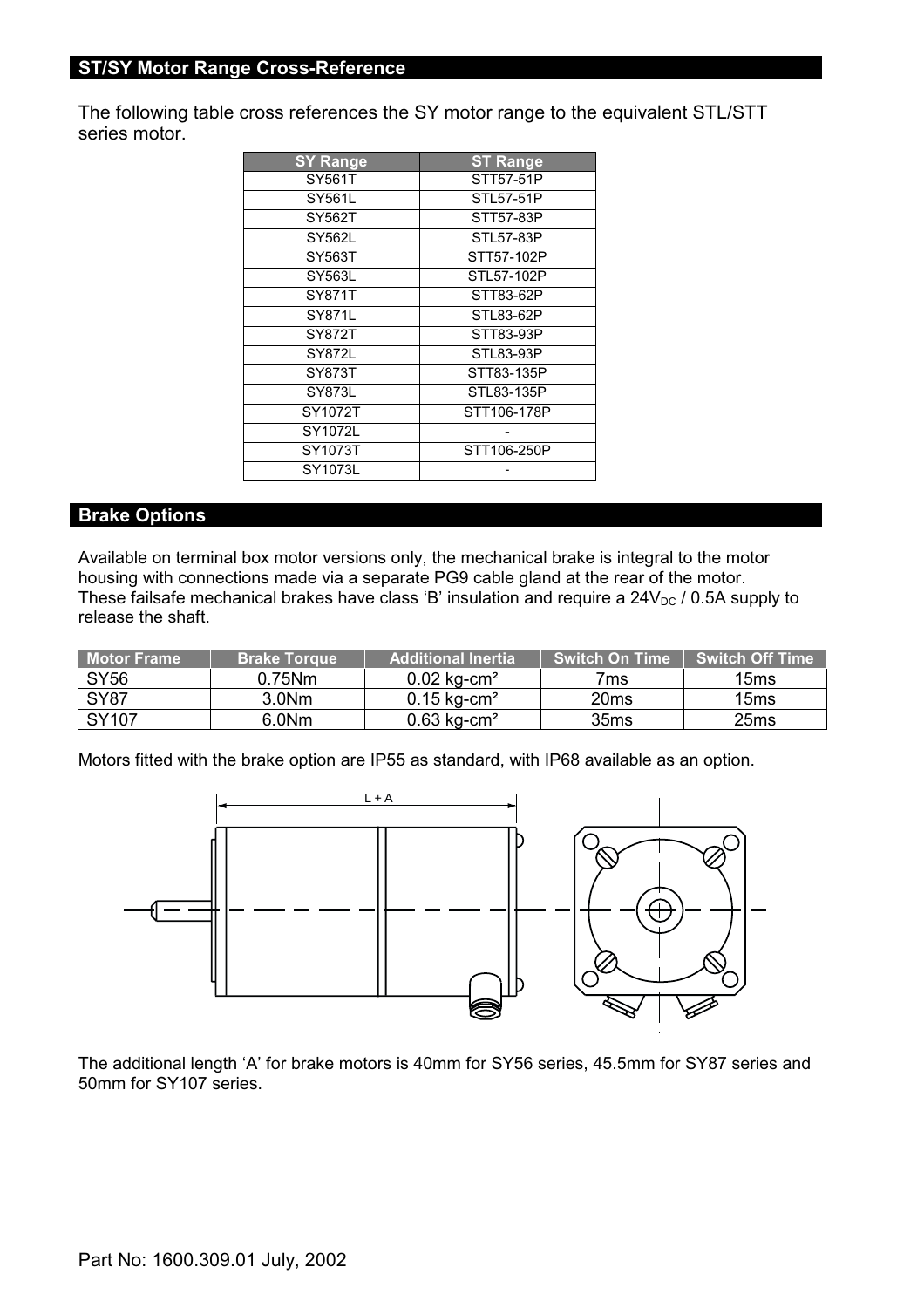## ST/SY Motor Range Cross-Reference

The following table cross references the SY motor range to the equivalent STL/STT series motor.

| SY Range | ST Range |
|---|---|
| SY561T | STT57-51P |
| SY561L | STL57-51P |
| SY562T | STT57-83P |
| SY562L | STL57-83P |
| SY563T | STT57-102P |
| SY563L | STL57-102P |
| SY871T | STT83-62P |
| SY871L | STL83-62P |
| SY872T | STT83-93P |
| SY872L | STL83-93P |
| SY873T | STT83-135P |
| SY873L | STL83-135P |
| SY1072T | STT106-178P |
| SY1072L | - |
| SY1073T | STT106-250P |
| SY1073L | - |

## Brake Options

Available on terminal box motor versions only, the mechanical brake is integral to the motor housing with connections made via a separate PG9 cable gland at the rear of the motor. These failsafe mechanical brakes have class 'B' insulation and require a $24V_{DC}$ / 0.5A supply to release the shaft.

| Motor Frame | Brake Torque | Additional Inertia | Switch On Time | Switch Off Time |
|---|---|---|---|---|
| SY56 | 0.75Nm | 0.02 kg-cm² | 7ms | 15ms |
| SY87 | 3.0Nm | 0.15 kg-cm² | 20ms | 15ms |
| SY107 | 6.0Nm | 0.63 kg-cm² | 35ms | 25ms |

Motors fitted with the brake option are IP55 as standard, with IP68 available as an option.

L + A

The additional length 'A' for brake motors is 40mm for SY56 series, 45.5mm for SY87 series and 50mm for SY107 series.

Part No: 1600.309.01 July, 2002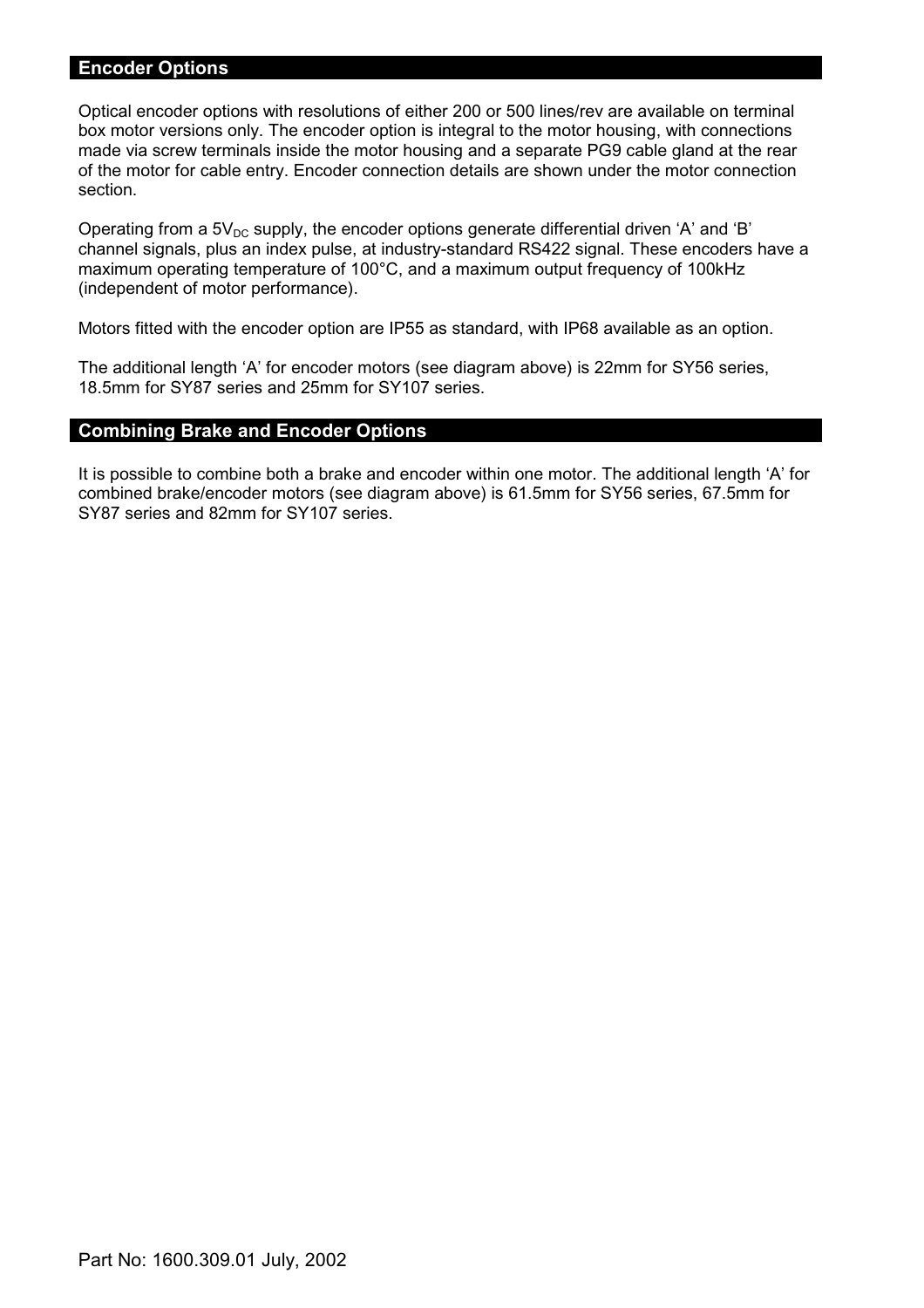## Encoder Options

Optical encoder options with resolutions of either 200 or 500 lines/rev are available on terminal box motor versions only. The encoder option is integral to the motor housing, with connections made via screw terminals inside the motor housing and a separate PG9 cable gland at the rear of the motor for cable entry. Encoder connection details are shown under the motor connection section.

Operating from a $5V_{DC}$ supply, the encoder options generate differential driven ‘A’ and ‘B’ channel signals, plus an index pulse, at industry-standard RS422 signal. These encoders have a maximum operating temperature of 100°C, and a maximum output frequency of 100kHz (independent of motor performance).

Motors fitted with the encoder option are IP55 as standard, with IP68 available as an option.

The additional length ‘A’ for encoder motors (see diagram above) is 22mm for SY56 series, 18.5mm for SY87 series and 25mm for SY107 series.

## Combining Brake and Encoder Options

It is possible to combine both a brake and encoder within one motor. The additional length ‘A’ for combined brake/encoder motors (see diagram above) is 61.5mm for SY56 series, 67.5mm for SY87 series and 82mm for SY107 series.

Part No: 1600.309.01 July, 2002